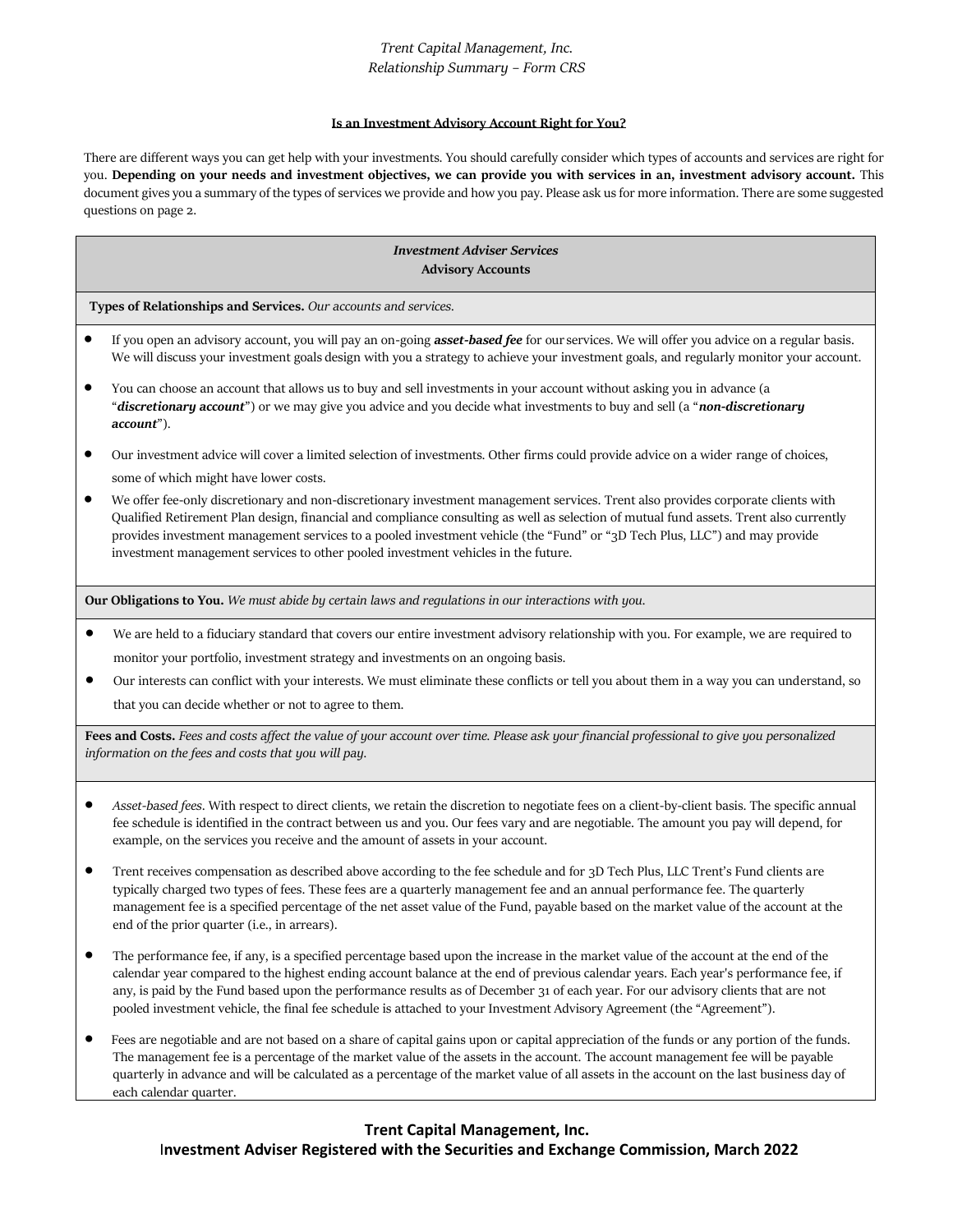*Trent Capital Management, Inc.*
*Relationship Summary – Form CRS*

## Is an Investment Advisory Account Right for You?

There are different ways you can get help with your investments. You should carefully consider which types of accounts and services are right for you. **Depending on your needs and investment objectives, we can provide you with services in an, investment advisory account.** This document gives you a summary of the types of services we provide and how you pay. Please ask us for more information. There are some suggested questions on page 2.

### *Investment Adviser Services*
### Advisory Accounts

**Types of Relationships and Services.** *Our accounts and services.*

- If you open an advisory account, you will pay an on-going ***asset-based fee*** for our services. We will offer you advice on a regular basis. We will discuss your investment goals design with you a strategy to achieve your investment goals, and regularly monitor your account.
- You can choose an account that allows us to buy and sell investments in your account without asking you in advance (a "***discretionary account***") or we may give you advice and you decide what investments to buy and sell (a "***non-discretionary account***").
- Our investment advice will cover a limited selection of investments. Other firms could provide advice on a wider range of choices, some of which might have lower costs.
- We offer fee-only discretionary and non-discretionary investment management services. Trent also provides corporate clients with Qualified Retirement Plan design, financial and compliance consulting as well as selection of mutual fund assets. Trent also currently provides investment management services to a pooled investment vehicle (the "Fund" or "3D Tech Plus, LLC") and may provide investment management services to other pooled investment vehicles in the future.

**Our Obligations to You.** *We must abide by certain laws and regulations in our interactions with you.*

- We are held to a fiduciary standard that covers our entire investment advisory relationship with you. For example, we are required to monitor your portfolio, investment strategy and investments on an ongoing basis.
- Our interests can conflict with your interests. We must eliminate these conflicts or tell you about them in a way you can understand, so that you can decide whether or not to agree to them.

**Fees and Costs.** *Fees and costs affect the value of your account over time. Please ask your financial professional to give you personalized information on the fees and costs that you will pay.*

- *Asset-based fees*. With respect to direct clients, we retain the discretion to negotiate fees on a client-by-client basis. The specific annual fee schedule is identified in the contract between us and you. Our fees vary and are negotiable. The amount you pay will depend, for example, on the services you receive and the amount of assets in your account.
- Trent receives compensation as described above according to the fee schedule and for 3D Tech Plus, LLC Trent's Fund clients are typically charged two types of fees. These fees are a quarterly management fee and an annual performance fee. The quarterly management fee is a specified percentage of the net asset value of the Fund, payable based on the market value of the account at the end of the prior quarter (i.e., in arrears).
- The performance fee, if any, is a specified percentage based upon the increase in the market value of the account at the end of the calendar year compared to the highest ending account balance at the end of previous calendar years. Each year's performance fee, if any, is paid by the Fund based upon the performance results as of December 31 of each year. For our advisory clients that are not pooled investment vehicle, the final fee schedule is attached to your Investment Advisory Agreement (the "Agreement").
- Fees are negotiable and are not based on a share of capital gains upon or capital appreciation of the funds or any portion of the funds. The management fee is a percentage of the market value of the assets in the account. The account management fee will be payable quarterly in advance and will be calculated as a percentage of the market value of all assets in the account on the last business day of each calendar quarter.

**Trent Capital Management, Inc.**
**Investment Adviser Registered with the Securities and Exchange Commission, March 2022**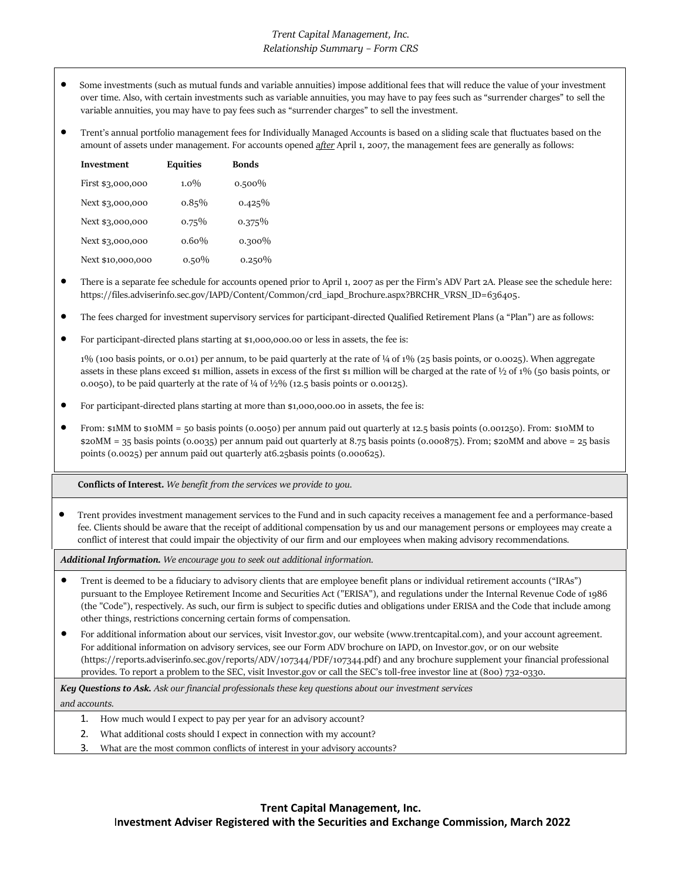- Some investments (such as mutual funds and variable annuities) impose additional fees that will reduce the value of your investment over time. Also, with certain investments such as variable annuities, you may have to pay fees such as "surrender charges" to sell the variable annuities, you may have to pay fees such as "surrender charges" to sell the investment.
- Trent's annual portfolio management fees for Individually Managed Accounts is based on a sliding scale that fluctuates based on the amount of assets under management. For accounts opened ***after*** April 1, 2007, the management fees are generally as follows:

| Investment | Equities | Bonds |
|---|---|---|
| First $3,000,000 | 1.0% | 0.500% |
| Next $3,000,000 | 0.85% | 0.425% |
| Next $3,000,000 | 0.75% | 0.375% |
| Next $3,000,000 | 0.60% | 0.300% |
| Next $10,000,000 | 0.50% | 0.250% |

- There is a separate fee schedule for accounts opened prior to April 1, 2007 as per the Firm's ADV Part 2A. Please see the schedule here: https://files.adviserinfo.sec.gov/IAPD/Content/Common/crd_iapd_Brochure.aspx?BRCHR_VRSN_ID=636405.
- The fees charged for investment supervisory services for participant-directed Qualified Retirement Plans (a "Plan") are as follows:
- For participant-directed plans starting at $1,000,000.00 or less in assets, the fee is:

  1% (100 basis points, or 0.01) per annum, to be paid quarterly at the rate of ¼ of 1% (25 basis points, or 0.0025). When aggregate assets in these plans exceed $1 million, assets in excess of the first $1 million will be charged at the rate of ½ of 1% (50 basis points, or 0.0050), to be paid quarterly at the rate of ¼ of ½% (12.5 basis points or 0.00125).
- For participant-directed plans starting at more than $1,000,000.00 in assets, the fee is:
- From: $1MM to $10MM = 50 basis points (0.0050) per annum paid out quarterly at 12.5 basis points (0.001250). From: $10MM to $20MM = 35 basis points (0.0035) per annum paid out quarterly at 8.75 basis points (0.000875). From; $20MM and above = 25 basis points (0.0025) per annum paid out quarterly at6.25basis points (0.000625).

**Conflicts of Interest.** *We benefit from the services we provide to you.*

- Trent provides investment management services to the Fund and in such capacity receives a management fee and a performance-based fee. Clients should be aware that the receipt of additional compensation by us and our management persons or employees may create a conflict of interest that could impair the objectivity of our firm and our employees when making advisory recommendations.

***Additional Information.*** *We encourage you to seek out additional information.*

- Trent is deemed to be a fiduciary to advisory clients that are employee benefit plans or individual retirement accounts ("IRAs") pursuant to the Employee Retirement Income and Securities Act ("ERISA"), and regulations under the Internal Revenue Code of 1986 (the "Code"), respectively. As such, our firm is subject to specific duties and obligations under ERISA and the Code that include among other things, restrictions concerning certain forms of compensation.
- For additional information about our services, visit Investor.gov, our website (www.trentcapital.com), and your account agreement. For additional information on advisory services, see our Form ADV brochure on IAPD, on Investor.gov, or on our website (https://reports.adviserinfo.sec.gov/reports/ADV/107344/PDF/107344.pdf) and any brochure supplement your financial professional provides. To report a problem to the SEC, visit Investor.gov or call the SEC's toll-free investor line at (800) 732-0330.

***Key Questions to Ask.*** *Ask our financial professionals these key questions about our investment services and accounts.*

1. How much would I expect to pay per year for an advisory account?
2. What additional costs should I expect in connection with my account?
3. What are the most common conflicts of interest in your advisory accounts?

**Trent Capital Management, Inc.**
**Investment Adviser Registered with the Securities and Exchange Commission, March 2022**